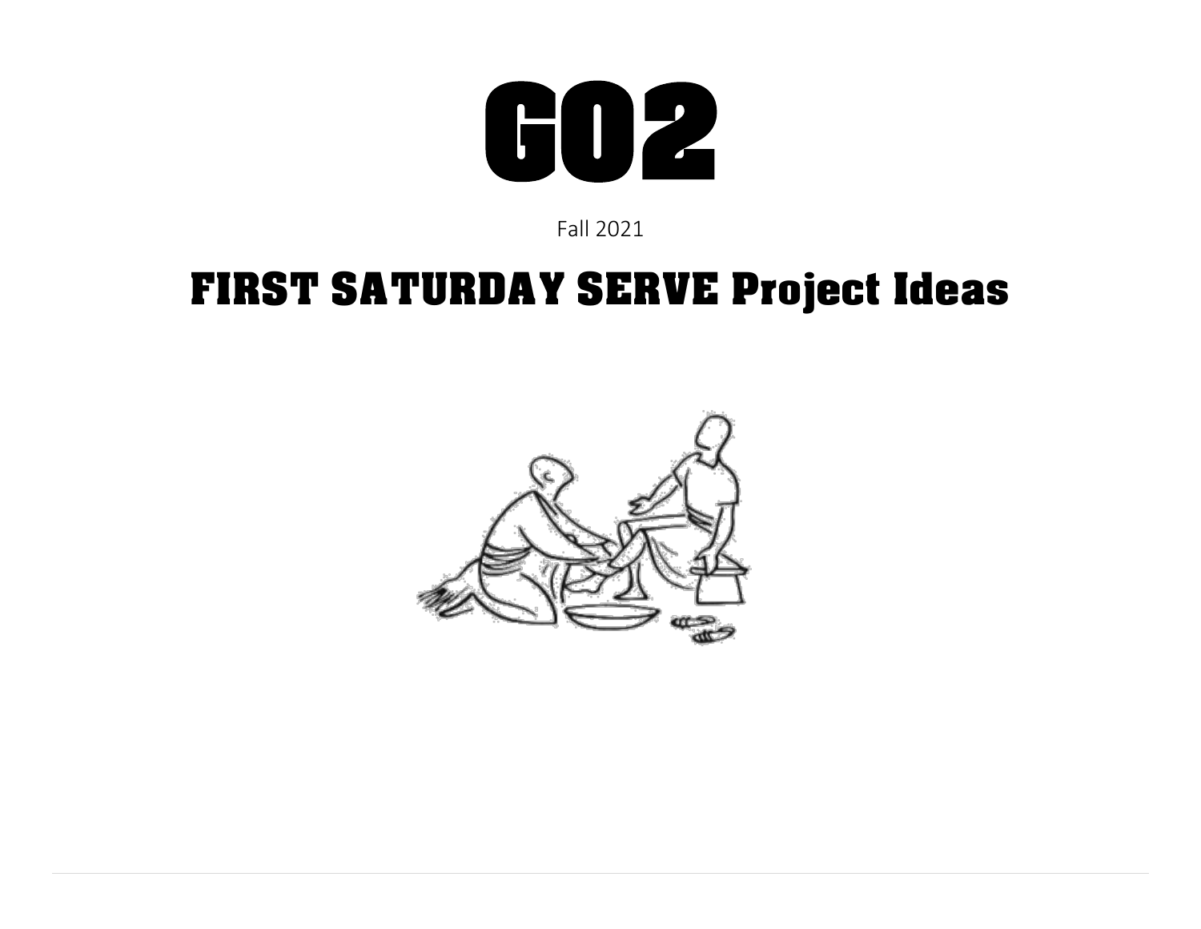# GO2

Fall 2021

## FIRST SATURDAY SERVE Project Ideas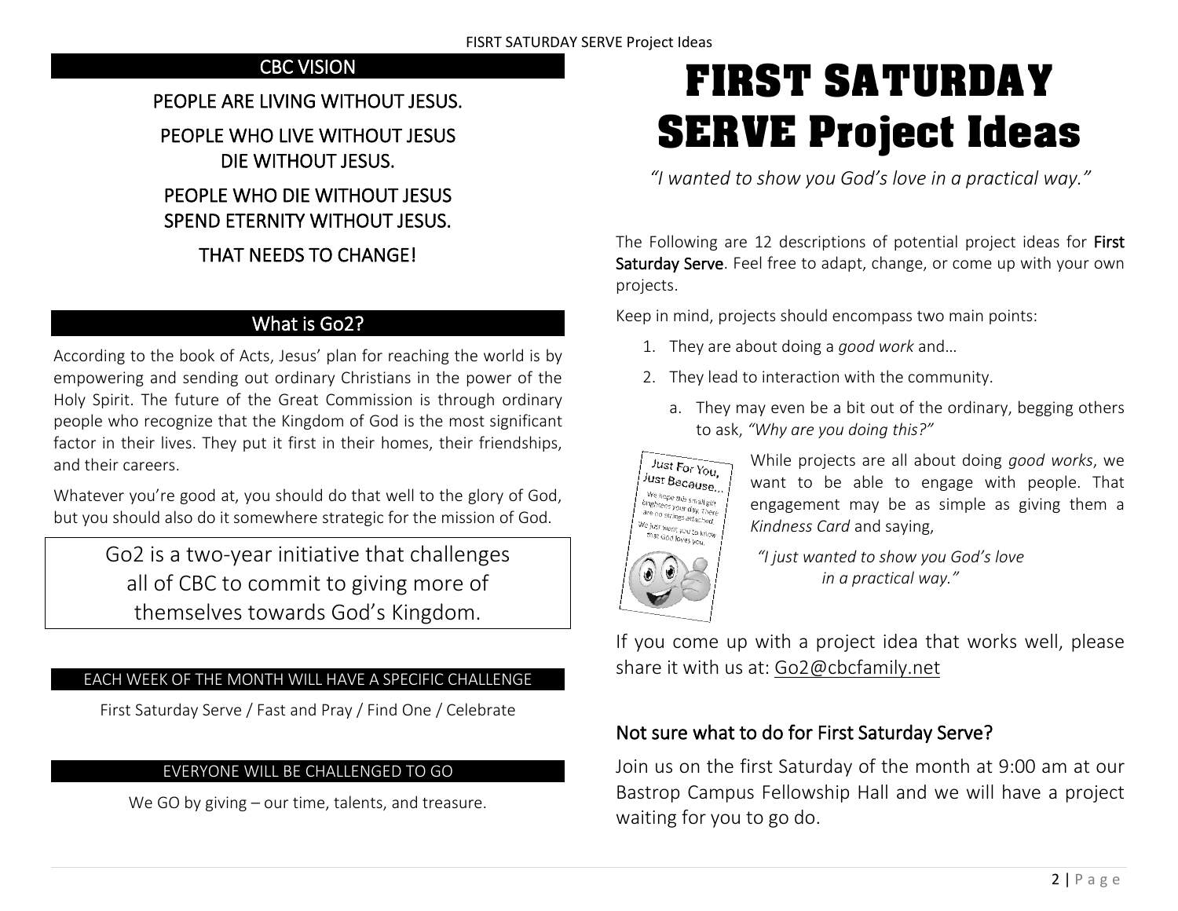## CBC VISION

PEOPLE ARE LIVING WITHOUT JESUS.

PEOPLE WHO LIVE WITHOUT JESUS DIE WITHOUT JESUS.

PEOPLE WHO DIE WITHOUT JESUS SPEND ETERNITY WITHOUT JESUS.

THAT NEEDS TO CHANGE!

## What is Go2?

According to the book of Acts, Jesus' plan for reaching the world is by empowering and sending out ordinary Christians in the power of the Holy Spirit. The future of the Great Commission is through ordinary people who recognize that the Kingdom of God is the most significant factor in their lives. They put it first in their homes, their friendships, and their careers.

Whatever you're good at, you should do that well to the glory of God, but you should also do it somewhere strategic for the mission of God.

Go2 is a two-year initiative that challenges all of CBC to commit to giving more of themselves towards God's Kingdom.

### EACH WEEK OF THE MONTH WILL HAVE A SPECIFIC CHALLENGE

First Saturday Serve / Fast and Pray / Find One / Celebrate

### EVERYONE WILL BE CHALLENGED TO GO

We GO by giving – our time, talents, and treasure.

# FIRST SATURDAY SERVE Project Ideas

*"I wanted to show you God's love in a practical way."*

The Following are 12 descriptions of potential project ideas for **First Saturday Serve**. Feel free to adapt, change, or come up with your own projects.

Keep in mind, projects should encompass two main points:

1. They are about doing a *good work* and…
2. They lead to interaction with the community.
   a. They may even be a bit out of the ordinary, begging others to ask, *"Why are you doing this?"*

Just For You, Just Because… We hope this small gift brightens your day. There are no strings attached. We just want you to know that God loves you.

While projects are all about doing *good works*, we want to be able to engage with people. That engagement may be as simple as giving them a *Kindness Card* and saying,

*"I just wanted to show you God's love in a practical way."*

If you come up with a project idea that works well, please share it with us at: Go2@cbcfamily.net

## Not sure what to do for First Saturday Serve?

Join us on the first Saturday of the month at 9:00 am at our Bastrop Campus Fellowship Hall and we will have a project waiting for you to go do.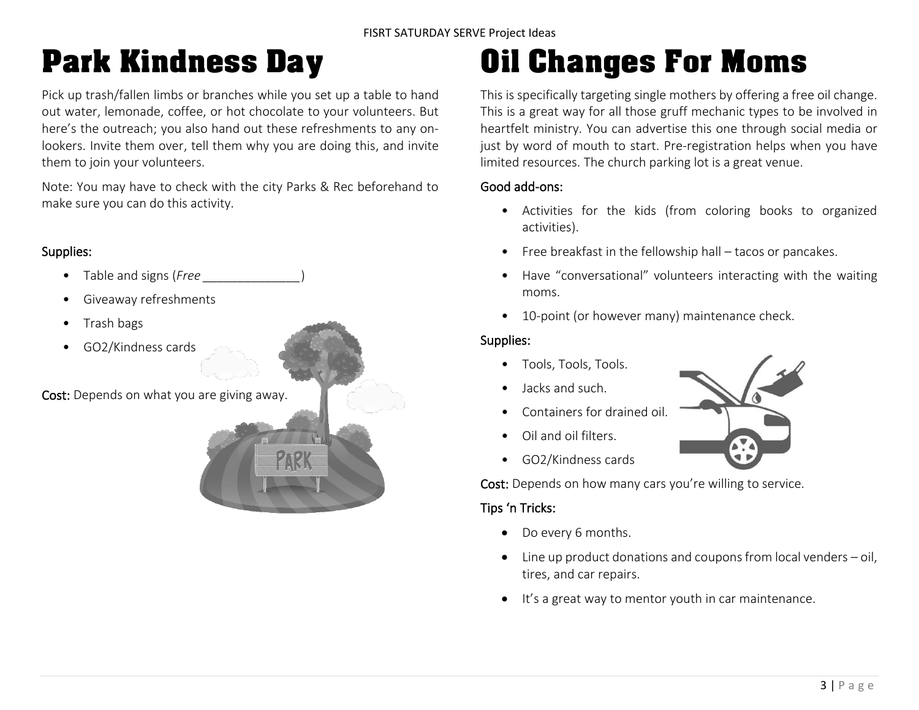# Park Kindness Day

Pick up trash/fallen limbs or branches while you set up a table to hand out water, lemonade, coffee, or hot chocolate to your volunteers. But here's the outreach; you also hand out these refreshments to any on-lookers. Invite them over, tell them why you are doing this, and invite them to join your volunteers.

Note: You may have to check with the city Parks & Rec beforehand to make sure you can do this activity.

### Supplies:

- Table and signs (*Free* ______________)
- Giveaway refreshments
- Trash bags
- GO2/Kindness cards

**Cost:** Depends on what you are giving away.

# Oil Changes For Moms

This is specifically targeting single mothers by offering a free oil change. This is a great way for all those gruff mechanic types to be involved in heartfelt ministry. You can advertise this one through social media or just by word of mouth to start. Pre-registration helps when you have limited resources. The church parking lot is a great venue.

### Good add-ons:

- Activities for the kids (from coloring books to organized activities).
- Free breakfast in the fellowship hall – tacos or pancakes.
- Have "conversational" volunteers interacting with the waiting moms.
- 10-point (or however many) maintenance check.

### Supplies:

- Tools, Tools, Tools.
- Jacks and such.
- Containers for drained oil.
- Oil and oil filters.
- GO2/Kindness cards

**Cost:** Depends on how many cars you're willing to service.

### Tips 'n Tricks:

- Do every 6 months.
- Line up product donations and coupons from local venders – oil, tires, and car repairs.
- It's a great way to mentor youth in car maintenance.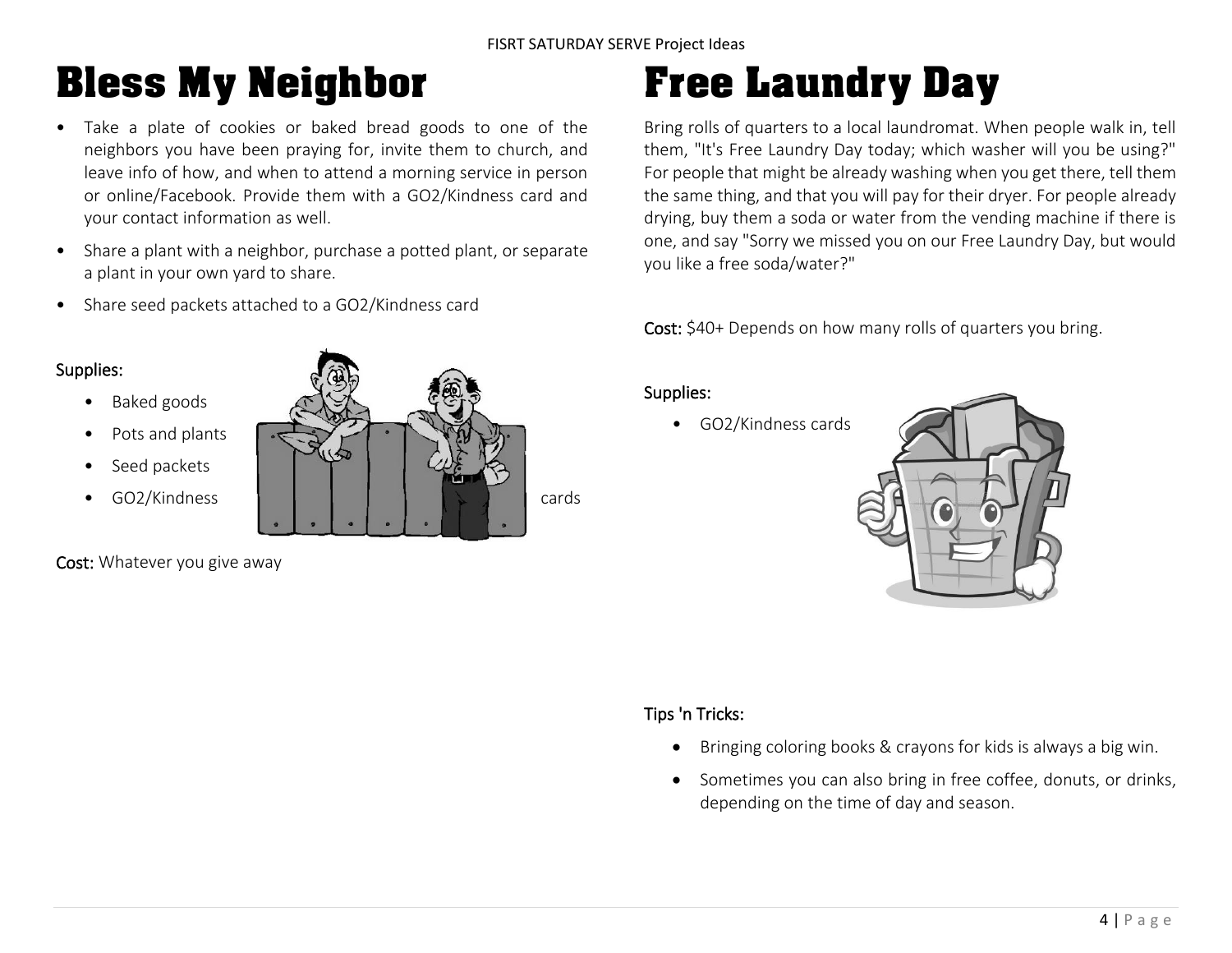# Bless My Neighbor

- Take a plate of cookies or baked bread goods to one of the neighbors you have been praying for, invite them to church, and leave info of how, and when to attend a morning service in person or online/Facebook. Provide them with a GO2/Kindness card and your contact information as well.
- Share a plant with a neighbor, purchase a potted plant, or separate a plant in your own yard to share.
- Share seed packets attached to a GO2/Kindness card

Supplies:

- Baked goods
- Pots and plants
- Seed packets
- GO2/Kindness cards

**Cost:** Whatever you give away

# Free Laundry Day

Bring rolls of quarters to a local laundromat. When people walk in, tell them, "It's Free Laundry Day today; which washer will you be using?" For people that might be already washing when you get there, tell them the same thing, and that you will pay for their dryer. For people already drying, buy them a soda or water from the vending machine if there is one, and say "Sorry we missed you on our Free Laundry Day, but would you like a free soda/water?"

**Cost:** $40+ Depends on how many rolls of quarters you bring.

Supplies:

- GO2/Kindness cards

Tips 'n Tricks:

- Bringing coloring books & crayons for kids is always a big win.
- Sometimes you can also bring in free coffee, donuts, or drinks, depending on the time of day and season.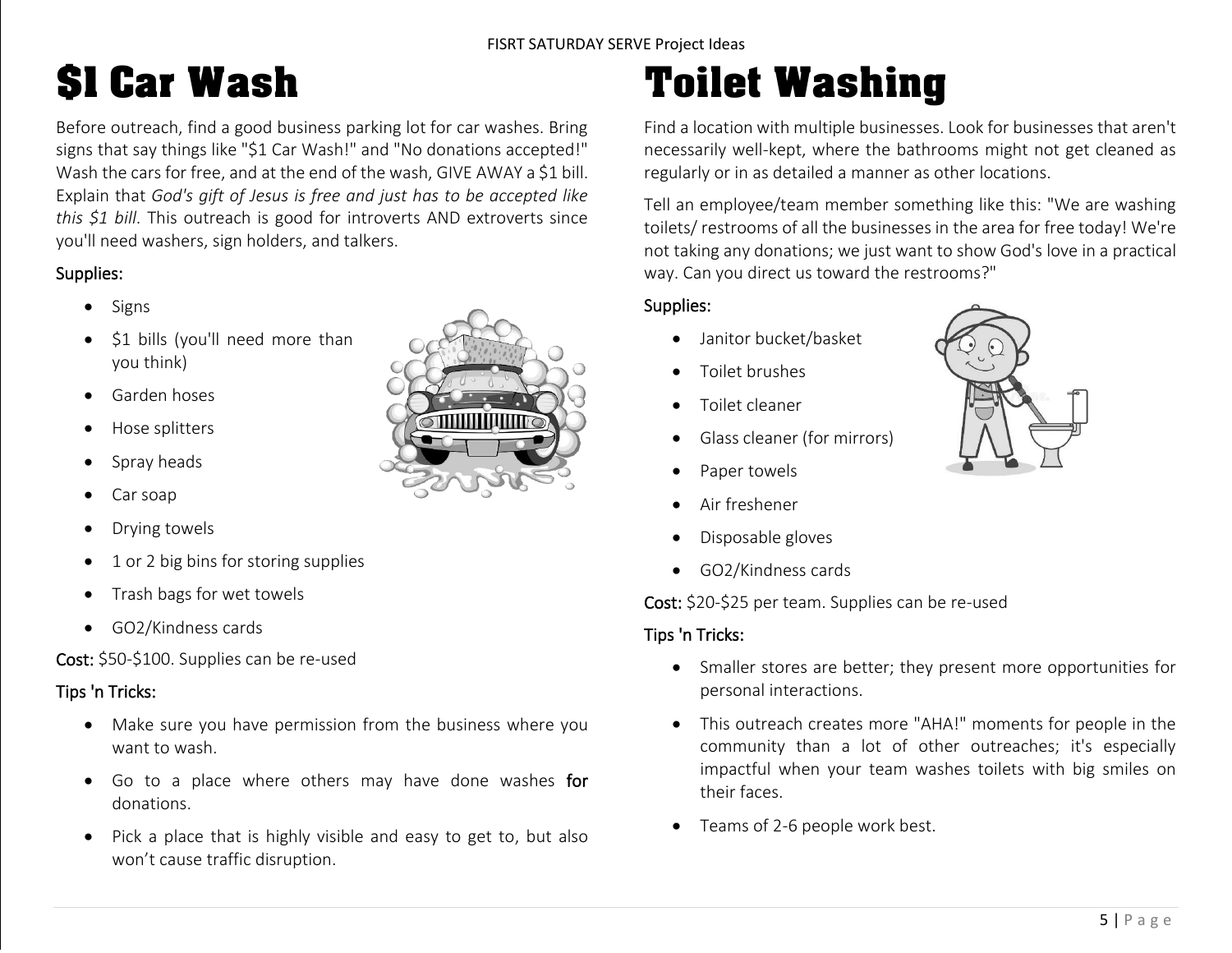# $1 Car Wash

Before outreach, find a good business parking lot for car washes. Bring signs that say things like "$1 Car Wash!" and "No donations accepted!" Wash the cars for free, and at the end of the wash, GIVE AWAY a $1 bill. Explain that *God's gift of Jesus is free and just has to be accepted like this $1 bill*. This outreach is good for introverts AND extroverts since you'll need washers, sign holders, and talkers.

Supplies:

- Signs
- $1 bills (you'll need more than you think)
- Garden hoses
- Hose splitters
- Spray heads
- Car soap
- Drying towels
- 1 or 2 big bins for storing supplies
- Trash bags for wet towels
- GO2/Kindness cards

Cost: $50-$100. Supplies can be re-used

Tips 'n Tricks:

- Make sure you have permission from the business where you want to wash.
- Go to a place where others may have done washes for donations.
- Pick a place that is highly visible and easy to get to, but also won't cause traffic disruption.

# Toilet Washing

Find a location with multiple businesses. Look for businesses that aren't necessarily well-kept, where the bathrooms might not get cleaned as regularly or in as detailed a manner as other locations.

Tell an employee/team member something like this: "We are washing toilets/ restrooms of all the businesses in the area for free today! We're not taking any donations; we just want to show God's love in a practical way. Can you direct us toward the restrooms?"

Supplies:

- Janitor bucket/basket
- Toilet brushes
- Toilet cleaner
- Glass cleaner (for mirrors)
- Paper towels
- Air freshener
- Disposable gloves
- GO2/Kindness cards

Cost: $20-$25 per team. Supplies can be re-used

Tips 'n Tricks:

- Smaller stores are better; they present more opportunities for personal interactions.
- This outreach creates more "AHA!" moments for people in the community than a lot of other outreaches; it's especially impactful when your team washes toilets with big smiles on their faces.
- Teams of 2-6 people work best.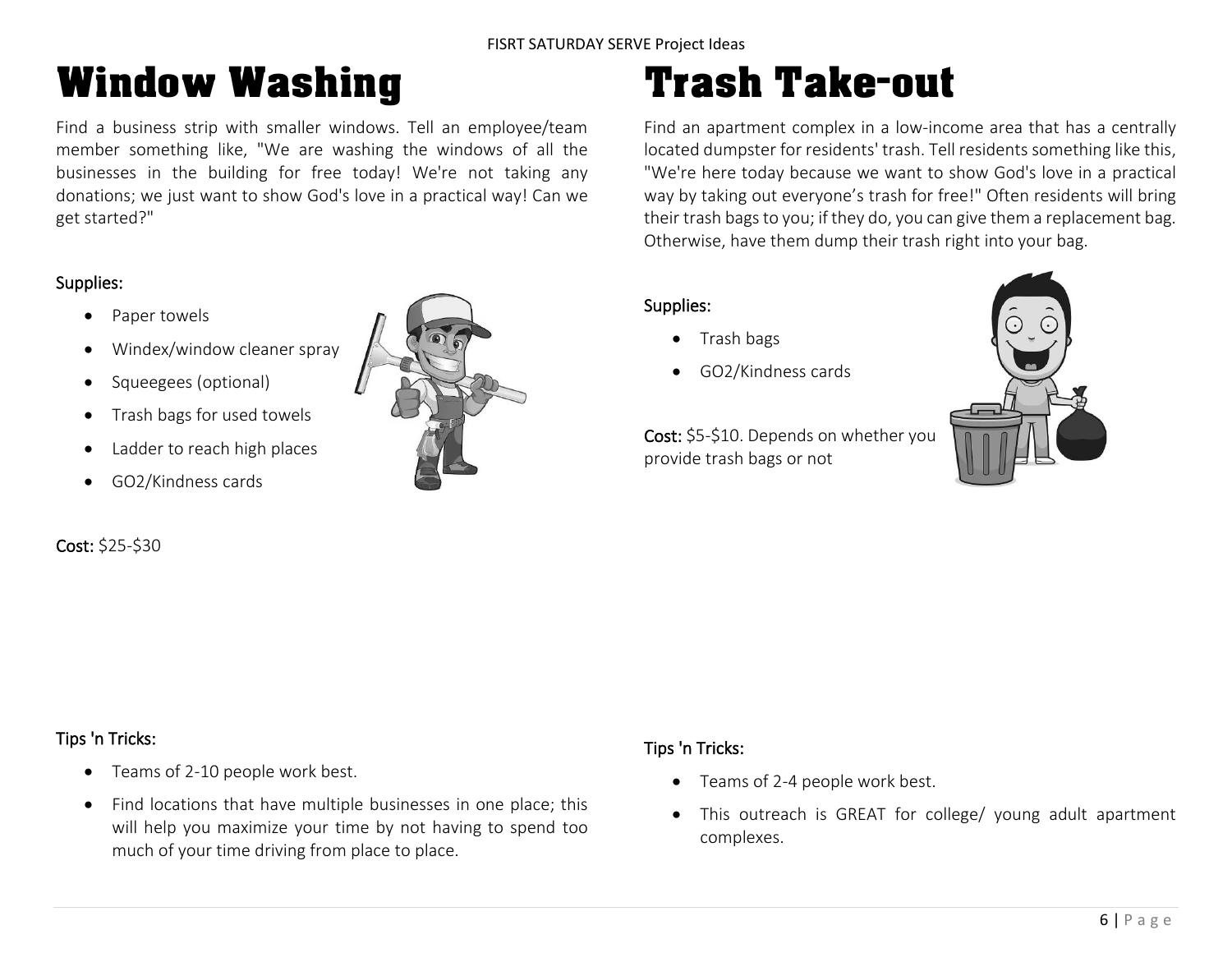# Window Washing

Find a business strip with smaller windows. Tell an employee/team member something like, "We are washing the windows of all the businesses in the building for free today! We're not taking any donations; we just want to show God's love in a practical way! Can we get started?"

Supplies:

- Paper towels
- Windex/window cleaner spray
- Squeegees (optional)
- Trash bags for used towels
- Ladder to reach high places
- GO2/Kindness cards

**Cost:** $25-$30

Tips 'n Tricks:

- Teams of 2-10 people work best.
- Find locations that have multiple businesses in one place; this will help you maximize your time by not having to spend too much of your time driving from place to place.

# Trash Take-out

Find an apartment complex in a low-income area that has a centrally located dumpster for residents' trash. Tell residents something like this, "We're here today because we want to show God's love in a practical way by taking out everyone's trash for free!" Often residents will bring their trash bags to you; if they do, you can give them a replacement bag. Otherwise, have them dump their trash right into your bag.

Supplies:

- Trash bags
- GO2/Kindness cards

**Cost:** $5-$10. Depends on whether you provide trash bags or not

Tips 'n Tricks:

- Teams of 2-4 people work best.
- This outreach is GREAT for college/ young adult apartment complexes.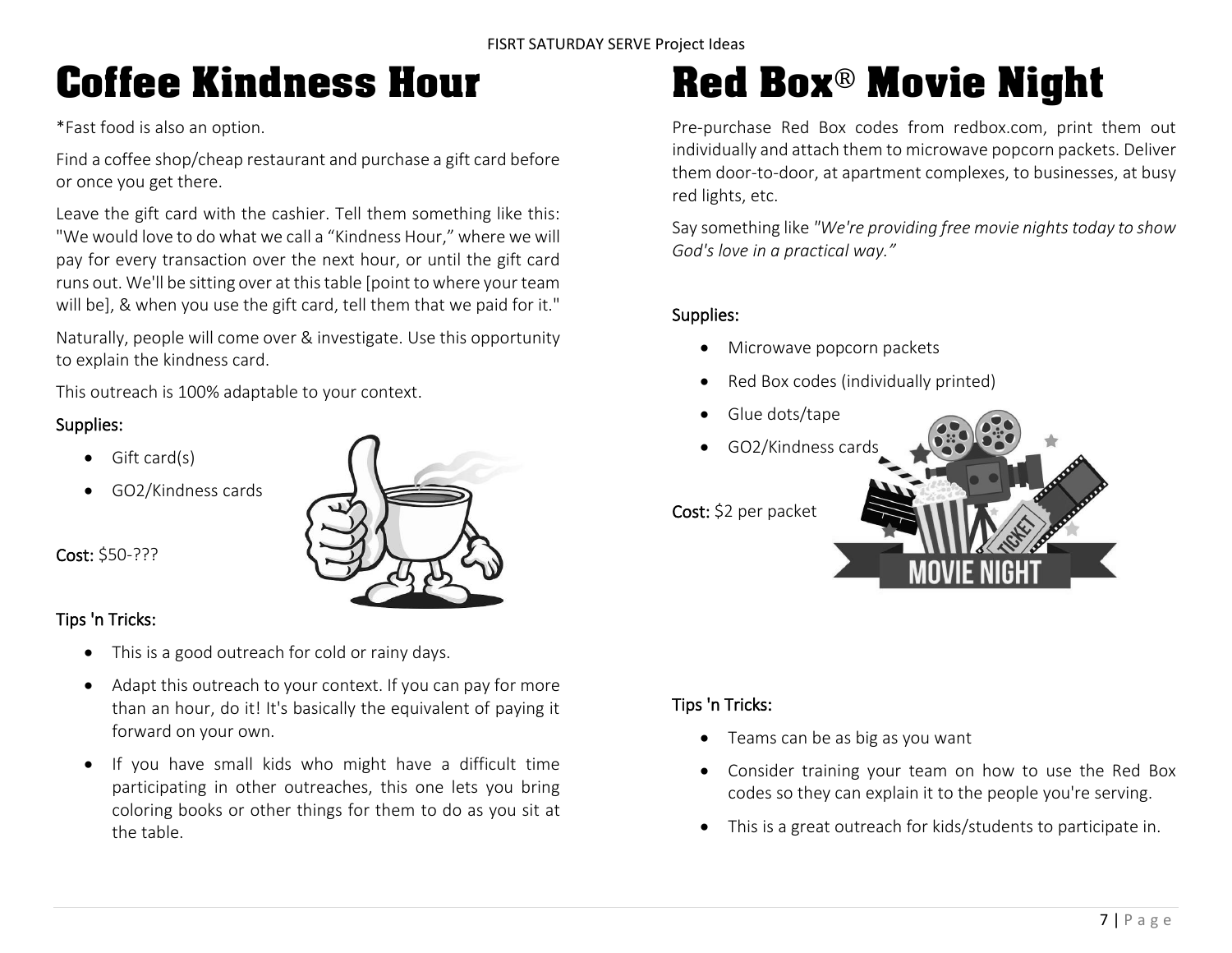# Coffee Kindness Hour

*Fast food is also an option.

Find a coffee shop/cheap restaurant and purchase a gift card before or once you get there.

Leave the gift card with the cashier. Tell them something like this: "We would love to do what we call a "Kindness Hour," where we will pay for every transaction over the next hour, or until the gift card runs out. We'll be sitting over at this table [point to where your team will be], & when you use the gift card, tell them that we paid for it."

Naturally, people will come over & investigate. Use this opportunity to explain the kindness card.

This outreach is 100% adaptable to your context.

### Supplies:

- Gift card(s)
- GO2/Kindness cards

**Cost:** $50-???

### Tips 'n Tricks:

- This is a good outreach for cold or rainy days.
- Adapt this outreach to your context. If you can pay for more than an hour, do it! It's basically the equivalent of paying it forward on your own.
- If you have small kids who might have a difficult time participating in other outreaches, this one lets you bring coloring books or other things for them to do as you sit at the table.

# Red Box® Movie Night

Pre-purchase Red Box codes from redbox.com, print them out individually and attach them to microwave popcorn packets. Deliver them door-to-door, at apartment complexes, to businesses, at busy red lights, etc.

Say something like *"We're providing free movie nights today to show God's love in a practical way."*

### Supplies:

- Microwave popcorn packets
- Red Box codes (individually printed)
- Glue dots/tape
- GO2/Kindness cards

**Cost:** $2 per packet

### Tips 'n Tricks:

- Teams can be as big as you want
- Consider training your team on how to use the Red Box codes so they can explain it to the people you're serving.
- This is a great outreach for kids/students to participate in.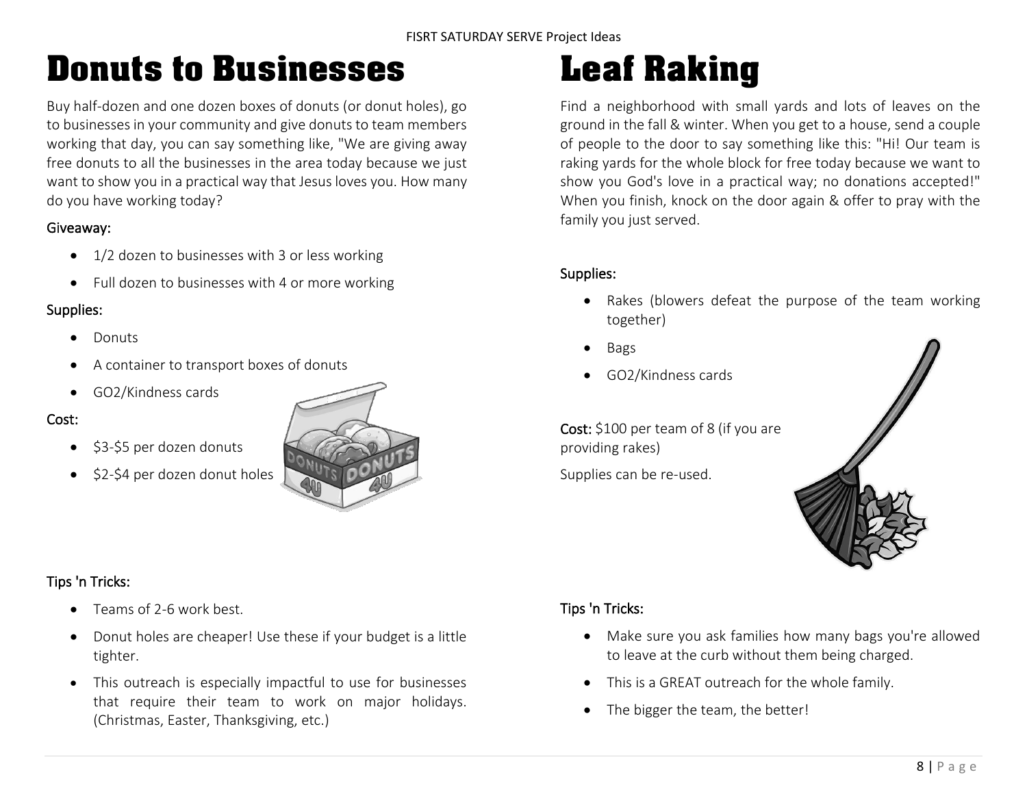# Donuts to Businesses

Buy half-dozen and one dozen boxes of donuts (or donut holes), go to businesses in your community and give donuts to team members working that day, you can say something like, "We are giving away free donuts to all the businesses in the area today because we just want to show you in a practical way that Jesus loves you. How many do you have working today?

### Giveaway:

- 1/2 dozen to businesses with 3 or less working
- Full dozen to businesses with 4 or more working

### Supplies:

- Donuts
- A container to transport boxes of donuts
- GO2/Kindness cards

### Cost:

- $3-$5 per dozen donuts
- $2-$4 per dozen donut holes

### Tips 'n Tricks:

- Teams of 2-6 work best.
- Donut holes are cheaper! Use these if your budget is a little tighter.
- This outreach is especially impactful to use for businesses that require their team to work on major holidays. (Christmas, Easter, Thanksgiving, etc.)

# Leaf Raking

Find a neighborhood with small yards and lots of leaves on the ground in the fall & winter. When you get to a house, send a couple of people to the door to say something like this: "Hi! Our team is raking yards for the whole block for free today because we want to show you God's love in a practical way; no donations accepted!" When you finish, knock on the door again & offer to pray with the family you just served.

### Supplies:

- Rakes (blowers defeat the purpose of the team working together)
- Bags
- GO2/Kindness cards

**Cost:** $100 per team of 8 (if you are providing rakes)

Supplies can be re-used.

### Tips 'n Tricks:

- Make sure you ask families how many bags you're allowed to leave at the curb without them being charged.
- This is a GREAT outreach for the whole family.
- The bigger the team, the better!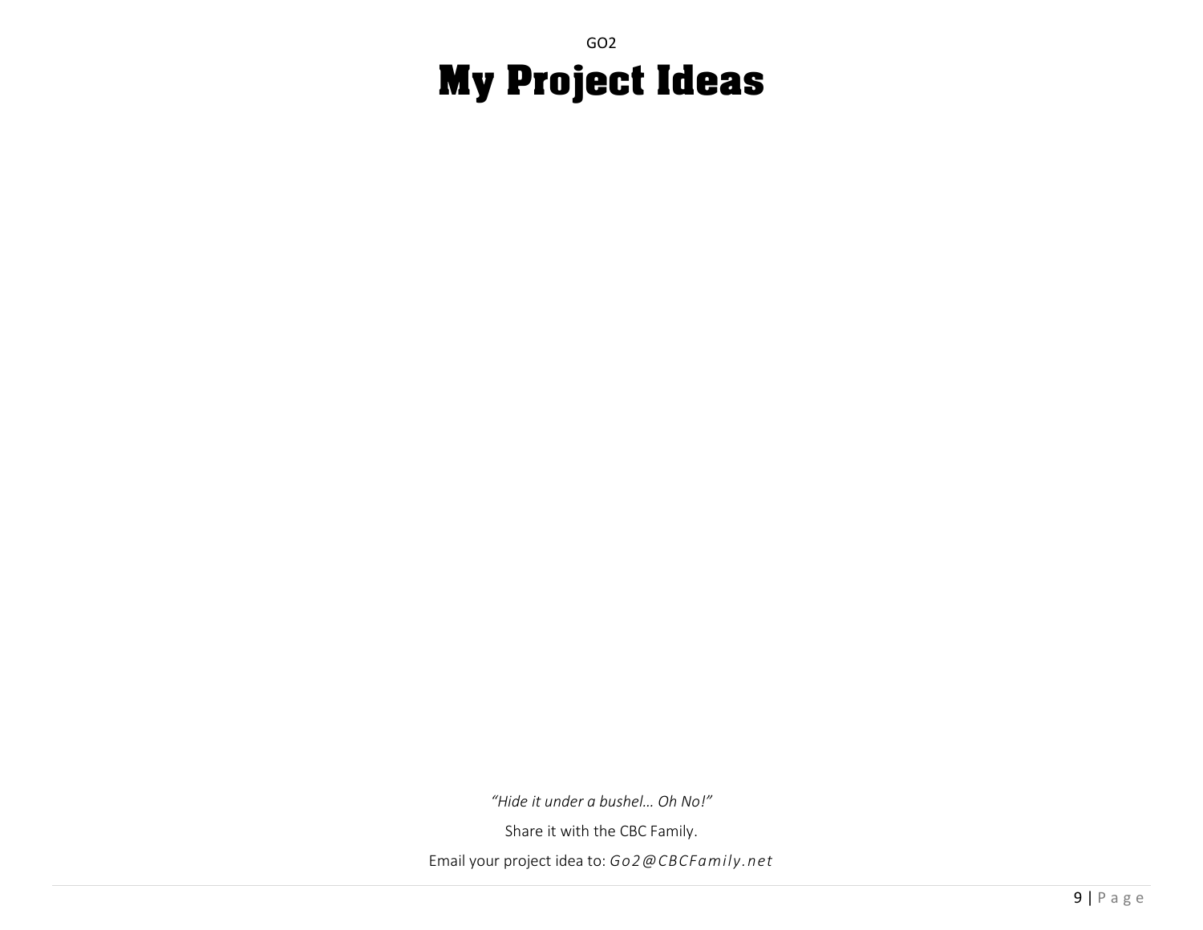GO2

# My Project Ideas

*"Hide it under a bushel… Oh No!"*

Share it with the CBC Family.

Email your project idea to: *Go2@CBCFamily.net*